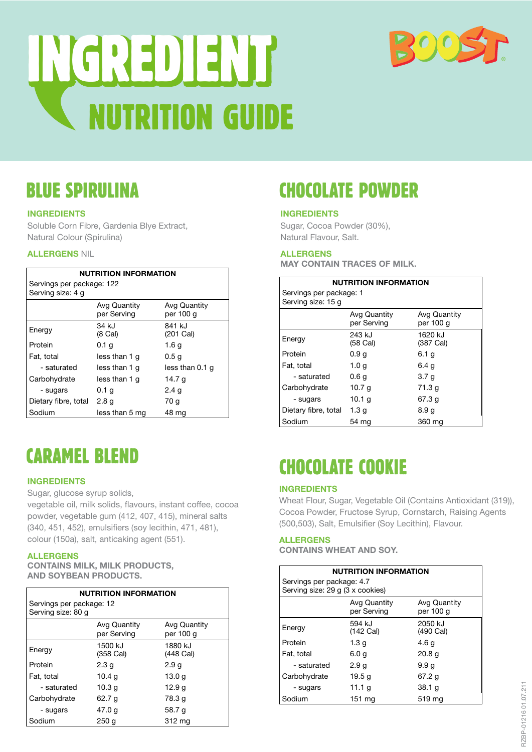# INGREDIENT

# NUTRITION GUIDE

BOOST®

## BLUE SPIRULINA

**INGREDIENTS**

Soluble Corn Fibre, Gardenia Blye Extract, Natural Colour (Spirulina)

**ALLERGENS** NIL

| NUTRITION INFORMATION | | |
|---|---|---|
| Servings per package: 122<br>Serving size: 4 g | | |
| | Avg Quantity per Serving | Avg Quantity per 100 g |
| Energy | 34 kJ (8 Cal) | 841 kJ (201 Cal) |
| Protein | 0.1 g | 1.6 g |
| Fat, total | less than 1 g | 0.5 g |
| - saturated | less than 1 g | less than 0.1 g |
| Carbohydrate | less than 1 g | 14.7 g |
| - sugars | 0.1 g | 2.4 g |
| Dietary fibre, total | 2.8 g | 70 g |
| Sodium | less than 5 mg | 48 mg |

## CARAMEL BLEND

**INGREDIENTS**

Sugar, glucose syrup solids, vegetable oil, milk solids, flavours, instant coffee, cocoa powder, vegetable gum (412, 407, 415), mineral salts (340, 451, 452), emulsifiers (soy lecithin, 471, 481), colour (150a), salt, anticaking agent (551).

**ALLERGENS**

**CONTAINS MILK, MILK PRODUCTS, AND SOYBEAN PRODUCTS.**

| NUTRITION INFORMATION | | |
|---|---|---|
| Servings per package: 12<br>Serving size: 80 g | | |
| | Avg Quantity per Serving | Avg Quantity per 100 g |
| Energy | 1500 kJ (358 Cal) | 1880 kJ (448 Cal) |
| Protein | 2.3 g | 2.9 g |
| Fat, total | 10.4 g | 13.0 g |
| - saturated | 10.3 g | 12.9 g |
| Carbohydrate | 62.7 g | 78.3 g |
| - sugars | 47.0 g | 58.7 g |
| Sodium | 250 g | 312 mg |

## CHOCOLATE POWDER

**INGREDIENTS**

Sugar, Cocoa Powder (30%), Natural Flavour, Salt.

**ALLERGENS**

**MAY CONTAIN TRACES OF MILK.**

| NUTRITION INFORMATION | | |
|---|---|---|
| Servings per package: 1<br>Serving size: 15 g | | |
| | Avg Quantity per Serving | Avg Quantity per 100 g |
| Energy | 243 kJ (58 Cal) | 1620 kJ (387 Cal) |
| Protein | 0.9 g | 6.1 g |
| Fat, total | 1.0 g | 6.4 g |
| - saturated | 0.6 g | 3.7 g |
| Carbohydrate | 10.7 g | 71.3 g |
| - sugars | 10.1 g | 67.3 g |
| Dietary fibre, total | 1.3 g | 8.9 g |
| Sodium | 54 mg | 360 mg |

## CHOCOLATE COOKIE

**INGREDIENTS**

Wheat Flour, Sugar, Vegetable Oil (Contains Antioxidant (319)), Cocoa Powder, Fructose Syrup, Cornstarch, Raising Agents (500,503), Salt, Emulsifier (Soy Lecithin), Flavour.

**ALLERGENS**

**CONTAINS WHEAT AND SOY.**

| NUTRITION INFORMATION | | |
|---|---|---|
| Servings per package: 4.7<br>Serving size: 29 g (3 x cookies) | | |
| | Avg Quantity per Serving | Avg Quantity per 100 g |
| Energy | 594 kJ (142 Cal) | 2050 kJ (490 Cal) |
| Protein | 1.3 g | 4.6 g |
| Fat, total | 6.0 g | 20.8 g |
| - saturated | 2.9 g | 9.9 g |
| Carbohydrate | 19.5 g | 67.2 g |
| - sugars | 11.1 g | 38.1 g |
| Sodium | 151 mg | 519 mg |

RZBP-01216 01.07.211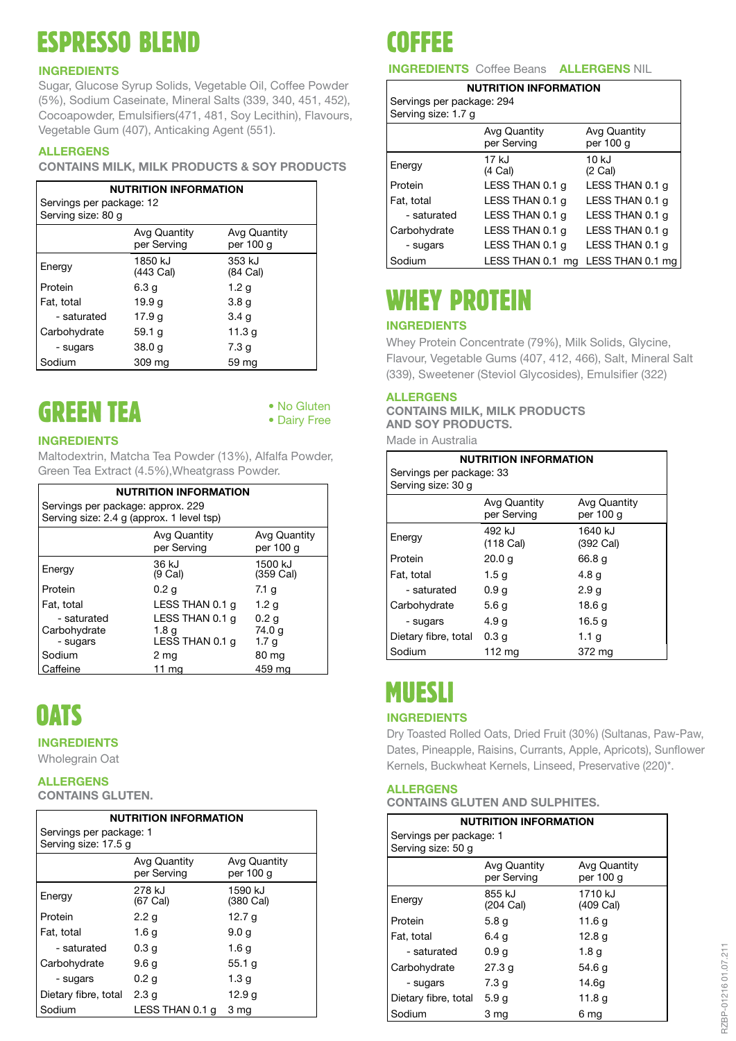# ESPRESSO BLEND

**INGREDIENTS**

Sugar, Glucose Syrup Solids, Vegetable Oil, Coffee Powder (5%), Sodium Caseinate, Mineral Salts (339, 340, 451, 452), Cocoapowder, Emulsifiers(471, 481, Soy Lecithin), Flavours, Vegetable Gum (407), Anticaking Agent (551).

**ALLERGENS**

**CONTAINS MILK, MILK PRODUCTS & SOY PRODUCTS**

**NUTRITION INFORMATION**
Servings per package: 12
Serving size: 80 g

| | Avg Quantity per Serving | Avg Quantity per 100 g |
|---|---|---|
| Energy | 1850 kJ (443 Cal) | 353 kJ (84 Cal) |
| Protein | 6.3 g | 1.2 g |
| Fat, total | 19.9 g | 3.8 g |
| - saturated | 17.9 g | 3.4 g |
| Carbohydrate | 59.1 g | 11.3 g |
| - sugars | 38.0 g | 7.3 g |
| Sodium | 309 mg | 59 mg |

# GREEN TEA

- No Gluten
- Dairy Free

**INGREDIENTS**

Maltodextrin, Matcha Tea Powder (13%), Alfalfa Powder, Green Tea Extract (4.5%),Wheatgrass Powder.

**NUTRITION INFORMATION**
Servings per package: approx. 229
Serving size: 2.4 g (approx. 1 level tsp)

| | Avg Quantity per Serving | Avg Quantity per 100 g |
|---|---|---|
| Energy | 36 kJ (9 Cal) | 1500 kJ (359 Cal) |
| Protein | 0.2 g | 7.1 g |
| Fat, total | LESS THAN 0.1 g | 1.2 g |
| - saturated | LESS THAN 0.1 g | 0.2 g |
| Carbohydrate | 1.8 g | 74.0 g |
| - sugars | LESS THAN 0.1 g | 1.7 g |
| Sodium | 2 mg | 80 mg |
| Caffeine | 11 mg | 459 mg |

# OATS

**INGREDIENTS**

Wholegrain Oat

**ALLERGENS**

**CONTAINS GLUTEN.**

**NUTRITION INFORMATION**
Servings per package: 1
Serving size: 17.5 g

| | Avg Quantity per Serving | Avg Quantity per 100 g |
|---|---|---|
| Energy | 278 kJ (67 Cal) | 1590 kJ (380 Cal) |
| Protein | 2.2 g | 12.7 g |
| Fat, total | 1.6 g | 9.0 g |
| - saturated | 0.3 g | 1.6 g |
| Carbohydrate | 9.6 g | 55.1 g |
| - sugars | 0.2 g | 1.3 g |
| Dietary fibre, total | 2.3 g | 12.9 g |
| Sodium | LESS THAN 0.1 g | 3 mg |

# COFFEE

**INGREDIENTS** Coffee Beans **ALLERGENS** NIL

**NUTRITION INFORMATION**
Servings per package: 294
Serving size: 1.7 g

| | Avg Quantity per Serving | Avg Quantity per 100 g |
|---|---|---|
| Energy | 17 kJ (4 Cal) | 10 kJ (2 Cal) |
| Protein | LESS THAN 0.1 g | LESS THAN 0.1 g |
| Fat, total | LESS THAN 0.1 g | LESS THAN 0.1 g |
| - saturated | LESS THAN 0.1 g | LESS THAN 0.1 g |
| Carbohydrate | LESS THAN 0.1 g | LESS THAN 0.1 g |
| - sugars | LESS THAN 0.1 g | LESS THAN 0.1 g |
| Sodium | LESS THAN 0.1 mg | LESS THAN 0.1 mg |

# WHEY PROTEIN

**INGREDIENTS**

Whey Protein Concentrate (79%), Milk Solids, Glycine, Flavour, Vegetable Gums (407, 412, 466), Salt, Mineral Salt (339), Sweetener (Steviol Glycosides), Emulsifier (322)

**ALLERGENS**

**CONTAINS MILK, MILK PRODUCTS AND SOY PRODUCTS.**

Made in Australia

**NUTRITION INFORMATION**
Servings per package: 33
Serving size: 30 g

| | Avg Quantity per Serving | Avg Quantity per 100 g |
|---|---|---|
| Energy | 492 kJ (118 Cal) | 1640 kJ (392 Cal) |
| Protein | 20.0 g | 66.8 g |
| Fat, total | 1.5 g | 4.8 g |
| - saturated | 0.9 g | 2.9 g |
| Carbohydrate | 5.6 g | 18.6 g |
| - sugars | 4.9 g | 16.5 g |
| Dietary fibre, total | 0.3 g | 1.1 g |
| Sodium | 112 mg | 372 mg |

# MUESLI

**INGREDIENTS**

Dry Toasted Rolled Oats, Dried Fruit (30%) (Sultanas, Paw-Paw, Dates, Pineapple, Raisins, Currants, Apple, Apricots), Sunflower Kernels, Buckwheat Kernels, Linseed, Preservative (220)*.

**ALLERGENS**

**CONTAINS GLUTEN AND SULPHITES.**

**NUTRITION INFORMATION**
Servings per package: 1
Serving size: 50 g

| | Avg Quantity per Serving | Avg Quantity per 100 g |
|---|---|---|
| Energy | 855 kJ (204 Cal) | 1710 kJ (409 Cal) |
| Protein | 5.8 g | 11.6 g |
| Fat, total | 6.4 g | 12.8 g |
| - saturated | 0.9 g | 1.8 g |
| Carbohydrate | 27.3 g | 54.6 g |
| - sugars | 7.3 g | 14.6g |
| Dietary fibre, total | 5.9 g | 11.8 g |
| Sodium | 3 mg | 6 mg |

RZBP-01216 01.07.211